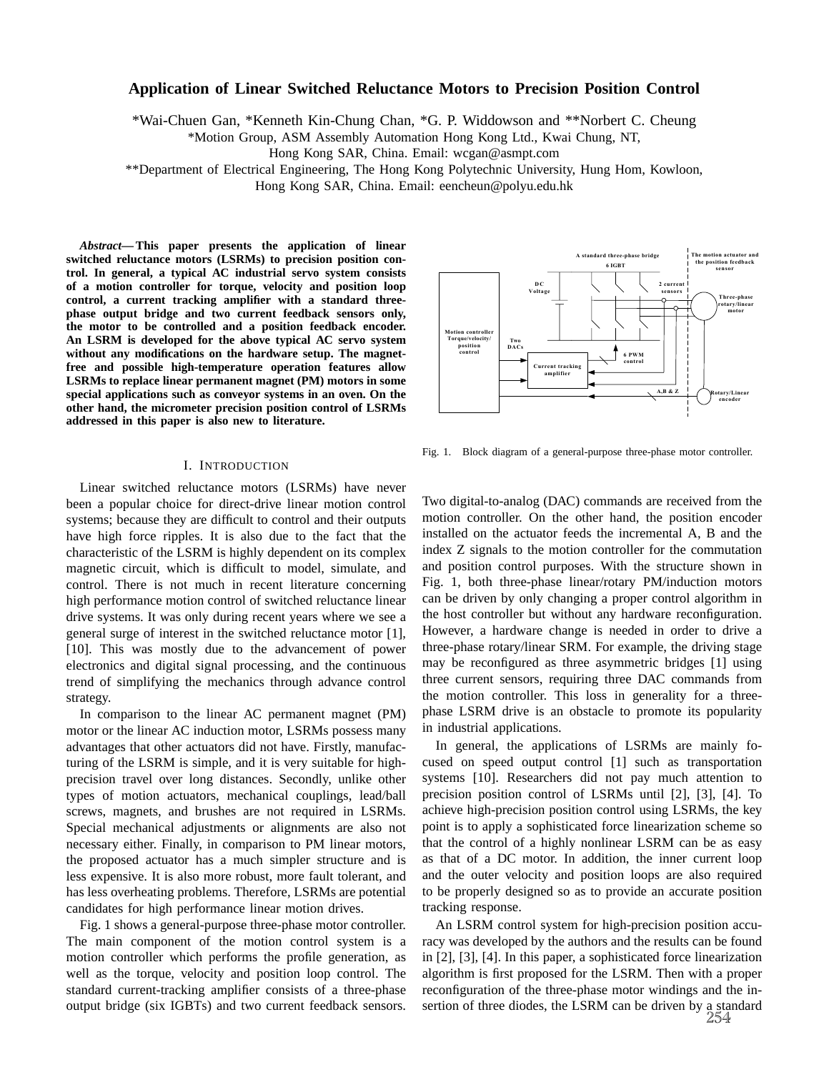# Application of Linear Switched Reluctance Motors to Precision Position Control

*Wai-Chuen Gan, *Kenneth Kin-Chung Chan, *G. P. Widdowson and **Norbert C. Cheung

*Motion Group, ASM Assembly Automation Hong Kong Ltd., Kwai Chung, NT, Hong Kong SAR, China. Email: wcgan@asmpt.com

**Department of Electrical Engineering, The Hong Kong Polytechnic University, Hung Hom, Kowloon, Hong Kong SAR, China. Email: eencheun@polyu.edu.hk

***Abstract*— This paper presents the application of linear switched reluctance motors (LSRMs) to precision position control. In general, a typical AC industrial servo system consists of a motion controller for torque, velocity and position loop control, a current tracking amplifier with a standard three-phase output bridge and two current feedback sensors only, the motor to be controlled and a position feedback encoder. An LSRM is developed for the above typical AC servo system without any modifications on the hardware setup. The magnet-free and possible high-temperature operation features allow LSRMs to replace linear permanent magnet (PM) motors in some special applications such as conveyor systems in an oven. On the other hand, the micrometer precision position control of LSRMs addressed in this paper is also new to literature.**

## I. Introduction

Linear switched reluctance motors (LSRMs) have never been a popular choice for direct-drive linear motion control systems; because they are difficult to control and their outputs have high force ripples. It is also due to the fact that the characteristic of the LSRM is highly dependent on its complex magnetic circuit, which is difficult to model, simulate, and control. There is not much in recent literature concerning high performance motion control of switched reluctance linear drive systems. It was only during recent years where we see a general surge of interest in the switched reluctance motor [1], [10]. This was mostly due to the advancement of power electronics and digital signal processing, and the continuous trend of simplifying the mechanics through advance control strategy.

In comparison to the linear AC permanent magnet (PM) motor or the linear AC induction motor, LSRMs possess many advantages that other actuators did not have. Firstly, manufacturing of the LSRM is simple, and it is very suitable for high-precision travel over long distances. Secondly, unlike other types of motion actuators, mechanical couplings, lead/ball screws, magnets, and brushes are not required in LSRMs. Special mechanical adjustments or alignments are also not necessary either. Finally, in comparison to PM linear motors, the proposed actuator has a much simpler structure and is less expensive. It is also more robust, more fault tolerant, and has less overheating problems. Therefore, LSRMs are potential candidates for high performance linear motion drives.

Fig. 1 shows a general-purpose three-phase motor controller. The main component of the motion control system is a motion controller which performs the profile generation, as well as the torque, velocity and position loop control. The standard current-tracking amplifier consists of a three-phase output bridge (six IGBTs) and two current feedback sensors. Two digital-to-analog (DAC) commands are received from the motion controller. On the other hand, the position encoder installed on the actuator feeds the incremental A, B and the index Z signals to the motion controller for the commutation and position control purposes. With the structure shown in Fig. 1, both three-phase linear/rotary PM/induction motors can be driven by only changing a proper control algorithm in the host controller but without any hardware reconfiguration. However, a hardware change is needed in order to drive a three-phase rotary/linear SRM. For example, the driving stage may be reconfigured as three asymmetric bridges [1] using three current sensors, requiring three DAC commands from the motion controller. This loss in generality for a three-phase LSRM drive is an obstacle to promote its popularity in industrial applications.

Fig. 1. Block diagram of a general-purpose three-phase motor controller.

In general, the applications of LSRMs are mainly focused on speed output control [1] such as transportation systems [10]. Researchers did not pay much attention to precision position control of LSRMs until [2], [3], [4]. To achieve high-precision position control using LSRMs, the key point is to apply a sophisticated force linearization scheme so that the control of a highly nonlinear LSRM can be as easy as that of a DC motor. In addition, the inner current loop and the outer velocity and position loops are also required to be properly designed so as to provide an accurate position tracking response.

An LSRM control system for high-precision position accuracy was developed by the authors and the results can be found in [2], [3], [4]. In this paper, a sophisticated force linearization algorithm is first proposed for the LSRM. Then with a proper reconfiguration of the three-phase motor windings and the insertion of three diodes, the LSRM can be driven by a standard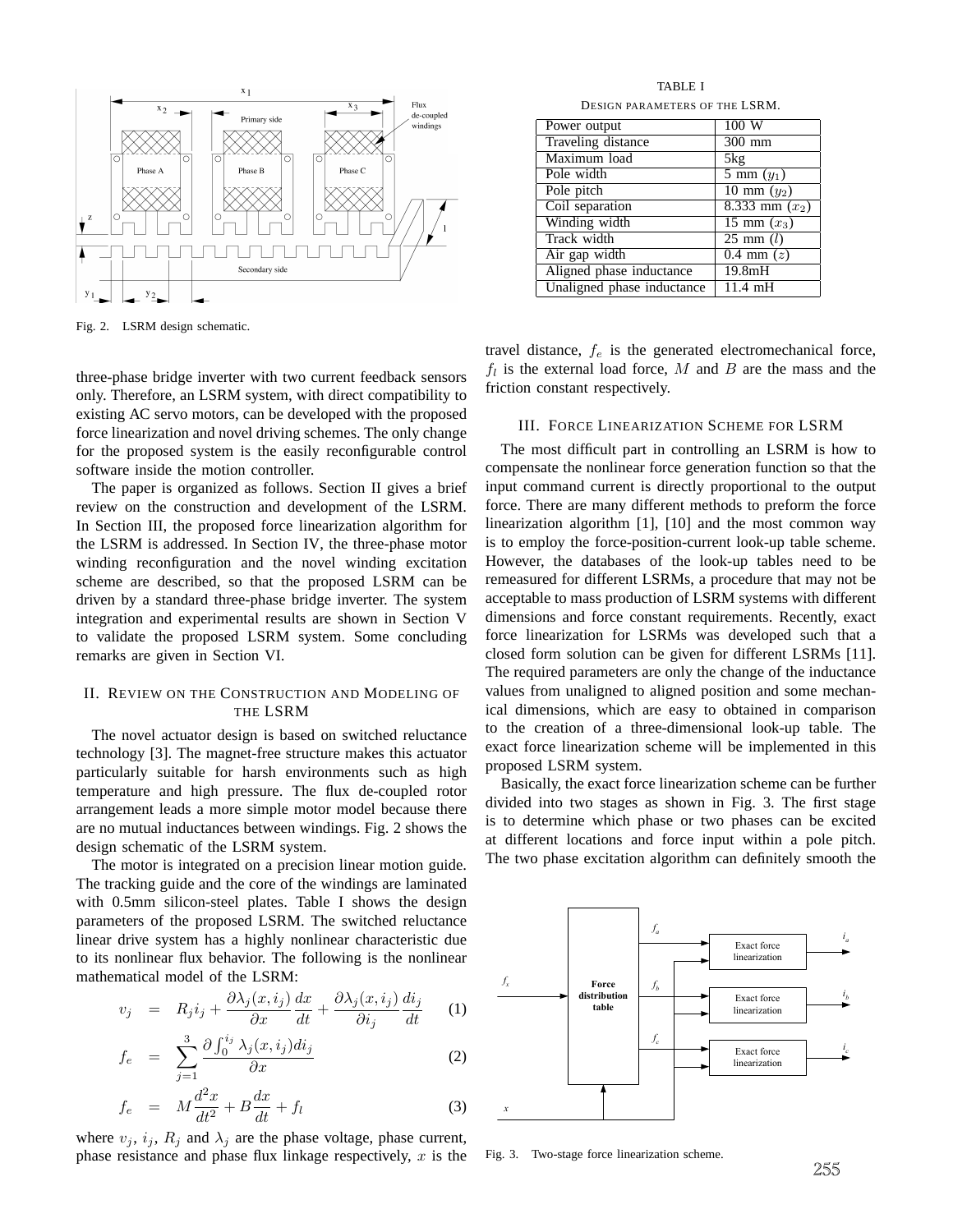Fig. 2. LSRM design schematic.

three-phase bridge inverter with two current feedback sensors only. Therefore, an LSRM system, with direct compatibility to existing AC servo motors, can be developed with the proposed force linearization and novel driving schemes. The only change for the proposed system is the easily reconfigurable control software inside the motion controller.

The paper is organized as follows. Section II gives a brief review on the construction and development of the LSRM. In Section III, the proposed force linearization algorithm for the LSRM is addressed. In Section IV, the three-phase motor winding reconfiguration and the novel winding excitation scheme are described, so that the proposed LSRM can be driven by a standard three-phase bridge inverter. The system integration and experimental results are shown in Section V to validate the proposed LSRM system. Some concluding remarks are given in Section VI.

## II. Review on the Construction and Modeling of the LSRM

The novel actuator design is based on switched reluctance technology [3]. The magnet-free structure makes this actuator particularly suitable for harsh environments such as high temperature and high pressure. The flux de-coupled rotor arrangement leads a more simple motor model because there are no mutual inductances between windings. Fig. 2 shows the design schematic of the LSRM system.

The motor is integrated on a precision linear motion guide. The tracking guide and the core of the windings are laminated with 0.5mm silicon-steel plates. Table I shows the design parameters of the proposed LSRM. The switched reluctance linear drive system has a highly nonlinear characteristic due to its nonlinear flux behavior. The following is the nonlinear mathematical model of the LSRM:

$$v_j = R_j i_j + \frac{\partial \lambda_j(x, i_j)}{\partial x}\frac{dx}{dt} + \frac{\partial \lambda_j(x, i_j)}{\partial i_j}\frac{di_j}{dt} \quad (1)$$

$$f_e = \sum_{j=1}^{3} \frac{\partial \int_0^{i_j} \lambda_j(x, i_j) di_j}{\partial x} \quad (2)$$

$$f_e = M\frac{d^2x}{dt^2} + B\frac{dx}{dt} + f_l \quad (3)$$

where $v_j$, $i_j$, $R_j$ and $\lambda_j$ are the phase voltage, phase current, phase resistance and phase flux linkage respectively, $x$ is the travel distance, $f_e$ is the generated electromechanical force, $f_l$ is the external load force, $M$ and $B$ are the mass and the friction constant respectively.

TABLE I

Design parameters of the LSRM.

| Parameter | Value |
|---|---|
| Power output | 100 W |
| Traveling distance | 300 mm |
| Maximum load | 5kg |
| Pole width | 5 mm ($y_1$) |
| Pole pitch | 10 mm ($y_2$) |
| Coil separation | 8.333 mm ($x_2$) |
| Winding width | 15 mm ($x_3$) |
| Track width | 25 mm ($l$) |
| Air gap width | 0.4 mm ($z$) |
| Aligned phase inductance | 19.8mH |
| Unaligned phase inductance | 11.4 mH |

## III. Force Linearization Scheme for LSRM

The most difficult part in controlling an LSRM is how to compensate the nonlinear force generation function so that the input command current is directly proportional to the output force. There are many different methods to preform the force linearization algorithm [1], [10] and the most common way is to employ the force-position-current look-up table scheme. However, the databases of the look-up tables need to be remeasured for different LSRMs, a procedure that may not be acceptable to mass production of LSRM systems with different dimensions and force constant requirements. Recently, exact force linearization for LSRMs was developed such that a closed form solution can be given for different LSRMs [11]. The required parameters are only the change of the inductance values from unaligned to aligned position and some mechanical dimensions, which are easy to obtained in comparison to the creation of a three-dimensional look-up table. The exact force linearization scheme will be implemented in this proposed LSRM system.

Basically, the exact force linearization scheme can be further divided into two stages as shown in Fig. 3. The first stage is to determine which phase or two phases can be excited at different locations and force input within a pole pitch. The two phase excitation algorithm can definitely smooth the

Fig. 3. Two-stage force linearization scheme.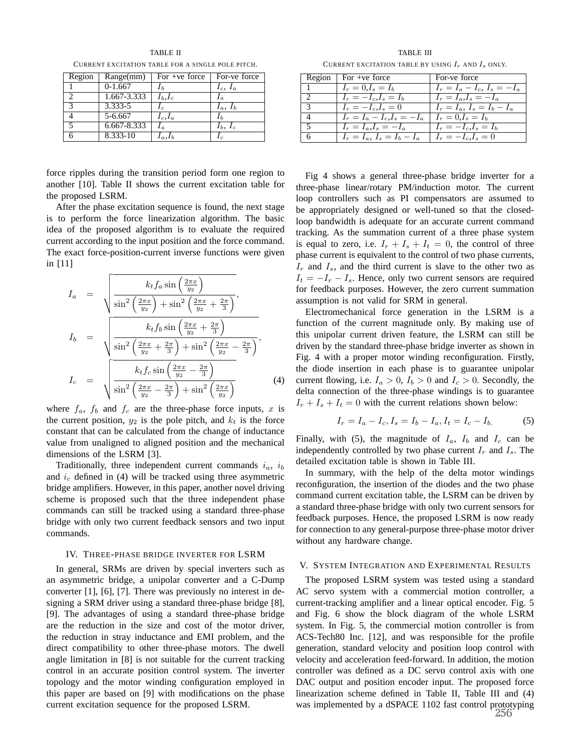TABLE II

CURRENT EXCITATION TABLE FOR A SINGLE POLE PITCH.

| Region | Range(mm) | For +ve force | For-ve force |
|---|---|---|---|
| 1 | 0-1.667 | $I_b$ | $I_c$, $I_a$ |
| 2 | 1.667-3.333 | $I_b$,$I_c$ | $I_a$ |
| 3 | 3.333-5 | $I_c$ | $I_a$, $I_b$ |
| 4 | 5-6.667 | $I_c$,$I_a$ | $I_b$ |
| 5 | 6.667-8.333 | $I_a$ | $I_b$, $I_c$ |
| 6 | 8.333-10 | $I_a$,$I_b$ | $I_c$ |

TABLE III

CURRENT EXCITATION TABLE BY USING $I_r$ AND $I_s$ ONLY.

| Region | For +ve force | For-ve force |
|---|---|---|
| 1 | $I_r = 0$,$I_s = I_b$ | $I_r = I_a - I_c$, $I_s = -I_a$ |
| 2 | $I_r = -I_c$,$I_s = I_b$ | $I_r = I_a$,$I_s = -I_a$ |
| 3 | $I_r = -I_c$,$I_s = 0$ | $I_r = I_a$, $I_s = I_b - I_a$ |
| 4 | $I_r = I_a - I_c$,$I_s = -I_a$ | $I_r = 0$,$I_s = I_b$ |
| 5 | $I_r = I_a$,$I_s = -I_a$ | $I_r = -I_c$,$I_s = I_b$ |
| 6 | $I_r = I_a$, $I_s = I_b - I_a$ | $I_r = -I_c$,$I_s = 0$ |

force ripples during the transition period form one region to another [10]. Table II shows the current excitation table for the proposed LSRM.

After the phase excitation sequence is found, the next stage is to perform the force linearization algorithm. The basic idea of the proposed algorithm is to evaluate the required current according to the input position and the force command. The exact force-position-current inverse functions were given in [11]

$$
\begin{aligned}
I_a &= \sqrt{\frac{k_t f_a \sin\left(\frac{2\pi x}{y_2}\right)}{\sin^2\left(\frac{2\pi x}{y_2}\right) + \sin^2\left(\frac{2\pi x}{y_2} + \frac{2\pi}{3}\right)}}, \\
I_b &= \sqrt{\frac{k_t f_b \sin\left(\frac{2\pi x}{y_2} + \frac{2\pi}{3}\right)}{\sin^2\left(\frac{2\pi x}{y_2} + \frac{2\pi}{3}\right) + \sin^2\left(\frac{2\pi x}{y_2} - \frac{2\pi}{3}\right)}}, \\
I_c &= \sqrt{\frac{k_t f_c \sin\left(\frac{2\pi x}{y_2} - \frac{2\pi}{3}\right)}{\sin^2\left(\frac{2\pi x}{y_2} - \frac{2\pi}{3}\right) + \sin^2\left(\frac{2\pi x}{y_2}\right)}}
\end{aligned}
\quad (4)
$$

where $f_a$, $f_b$ and $f_c$ are the three-phase force inputs, $x$ is the current position, $y_2$ is the pole pitch, and $k_t$ is the force constant that can be calculated from the change of inductance value from unaligned to aligned position and the mechanical dimensions of the LSRM [3].

Traditionally, three independent current commands $i_a$, $i_b$ and $i_c$ defined in (4) will be tracked using three asymmetric bridge amplifiers. However, in this paper, another novel driving scheme is proposed such that the three independent phase commands can still be tracked using a standard three-phase bridge with only two current feedback sensors and two input commands.

## IV. THREE-PHASE BRIDGE INVERTER FOR LSRM

In general, SRMs are driven by special inverters such as an asymmetric bridge, a unipolar converter and a C-Dump converter [1], [6], [7]. There was previously no interest in designing a SRM driver using a standard three-phase bridge [8], [9]. The advantages of using a standard three-phase bridge are the reduction in the size and cost of the motor driver, the reduction in stray inductance and EMI problem, and the direct compatibility to other three-phase motors. The dwell angle limitation in [8] is not suitable for the current tracking control in an accurate position control system. The inverter topology and the motor winding configuration employed in this paper are based on [9] with modifications on the phase current excitation sequence for the proposed LSRM.

Fig 4 shows a general three-phase bridge inverter for a three-phase linear/rotary PM/induction motor. The current loop controllers such as PI compensators are assumed to be appropriately designed or well-tuned so that the closed-loop bandwidth is adequate for an accurate current command tracking. As the summation current of a three phase system is equal to zero, i.e. $I_r + I_s + I_t = 0$, the control of three phase current is equivalent to the control of two phase currents, $I_r$ and $I_s$, and the third current is slave to the other two as $I_t = -I_r - I_s$. Hence, only two current sensors are required for feedback purposes. However, the zero current summation assumption is not valid for SRM in general.

Electromechanical force generation in the LSRM is a function of the current magnitude only. By making use of this unipolar current driven feature, the LSRM can still be driven by the standard three-phase bridge inverter as shown in Fig. 4 with a proper motor winding reconfiguration. Firstly, the diode insertion in each phase is to guarantee unipolar current flowing, i.e. $I_a > 0$, $I_b > 0$ and $I_c > 0$. Secondly, the delta connection of the three-phase windings is to guarantee $I_r + I_s + I_t = 0$ with the current relations shown below:

$$I_r = I_a - I_c, I_s = I_b - I_a, I_t = I_c - I_b. \quad (5)$$

Finally, with (5), the magnitude of $I_a$, $I_b$ and $I_c$ can be independently controlled by two phase current $I_r$ and $I_s$. The detailed excitation table is shown in Table III.

In summary, with the help of the delta motor windings reconfiguration, the insertion of the diodes and the two phase command current excitation table, the LSRM can be driven by a standard three-phase bridge with only two current sensors for feedback purposes. Hence, the proposed LSRM is now ready for connection to any general-purpose three-phase motor driver without any hardware change.

## V. SYSTEM INTEGRATION AND EXPERIMENTAL RESULTS

The proposed LSRM system was tested using a standard AC servo system with a commercial motion controller, a current-tracking amplifier and a linear optical encoder. Fig. 5 and Fig. 6 show the block diagram of the whole LSRM system. In Fig. 5, the commercial motion controller is from ACS-Tech80 Inc. [12], and was responsible for the profile generation, standard velocity and position loop control with velocity and acceleration feed-forward. In addition, the motion controller was defined as a DC servo control axis with one DAC output and position encoder input. The proposed force linearization scheme defined in Table II, Table III and (4) was implemented by a dSPACE 1102 fast control prototyping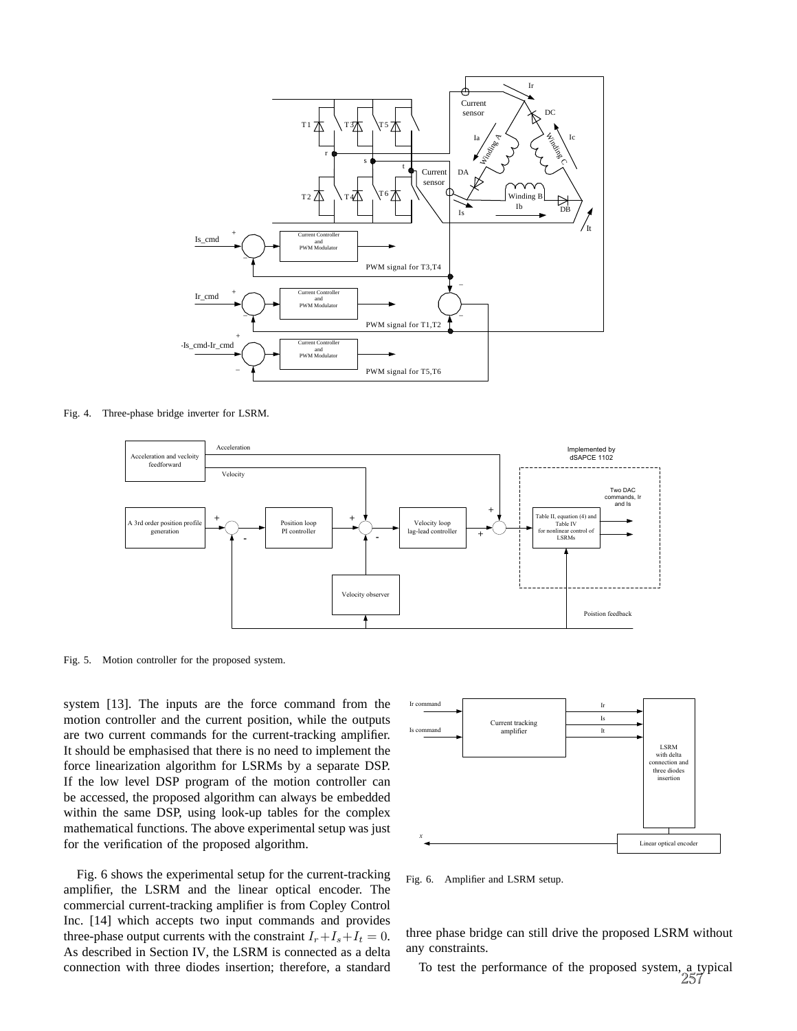Fig. 4. Three-phase bridge inverter for LSRM.

Fig. 5. Motion controller for the proposed system.

system [13]. The inputs are the force command from the motion controller and the current position, while the outputs are two current commands for the current-tracking amplifier. It should be emphasised that there is no need to implement the force linearization algorithm for LSRMs by a separate DSP. If the low level DSP program of the motion controller can be accessed, the proposed algorithm can always be embedded within the same DSP, using look-up tables for the complex mathematical functions. The above experimental setup was just for the verification of the proposed algorithm.

Fig. 6 shows the experimental setup for the current-tracking amplifier, the LSRM and the linear optical encoder. The commercial current-tracking amplifier is from Copley Control Inc. [14] which accepts two input commands and provides three-phase output currents with the constraint $I_r + I_s + I_t = 0$. As described in Section IV, the LSRM is connected as a delta connection with three diodes insertion; therefore, a standard three phase bridge can still drive the proposed LSRM without any constraints.

Fig. 6. Amplifier and LSRM setup.

To test the performance of the proposed system, a typical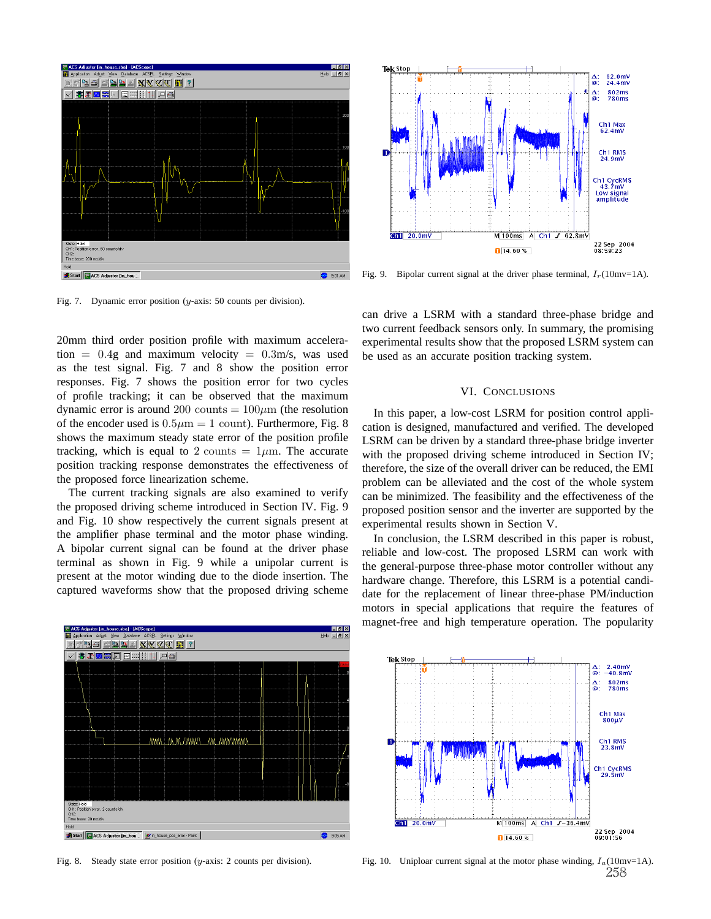Fig. 7. Dynamic error position ($y$-axis: 50 counts per division).

20mm third order position profile with maximum acceleration $= 0.4$g and maximum velocity $= 0.3$m/s, was used as the test signal. Fig. 7 and 8 show the position error responses. Fig. 7 shows the position error for two cycles of profile tracking; it can be observed that the maximum dynamic error is around $200$ counts $= 100\mu$m (the resolution of the encoder used is $0.5\mu$m $= 1$ count). Furthermore, Fig. 8 shows the maximum steady state error of the position profile tracking, which is equal to $2$ counts $= 1\mu$m. The accurate position tracking response demonstrates the effectiveness of the proposed force linearization scheme.

The current tracking signals are also examined to verify the proposed driving scheme introduced in Section IV. Fig. 9 and Fig. 10 show respectively the current signals present at the amplifier phase terminal and the motor phase winding. A bipolar current signal can be found at the driver phase terminal as shown in Fig. 9 while a unipolar current is present at the motor winding due to the diode insertion. The captured waveforms show that the proposed driving scheme

Fig. 8. Steady state error position ($y$-axis: 2 counts per division).

Fig. 9. Bipolar current signal at the driver phase terminal, $I_r$(10mv=1A).

can drive a LSRM with a standard three-phase bridge and two current feedback sensors only. In summary, the promising experimental results show that the proposed LSRM system can be used as an accurate position tracking system.

## VI. Conclusions

In this paper, a low-cost LSRM for position control application is designed, manufactured and verified. The developed LSRM can be driven by a standard three-phase bridge inverter with the proposed driving scheme introduced in Section IV; therefore, the size of the overall driver can be reduced, the EMI problem can be alleviated and the cost of the whole system can be minimized. The feasibility and the effectiveness of the proposed position sensor and the inverter are supported by the experimental results shown in Section V.

In conclusion, the LSRM described in this paper is robust, reliable and low-cost. The proposed LSRM can work with the general-purpose three-phase motor controller without any hardware change. Therefore, this LSRM is a potential candidate for the replacement of linear three-phase PM/induction motors in special applications that require the features of magnet-free and high temperature operation. The popularity

Fig. 10. Uniploar current signal at the motor phase winding, $I_a$(10mv=1A).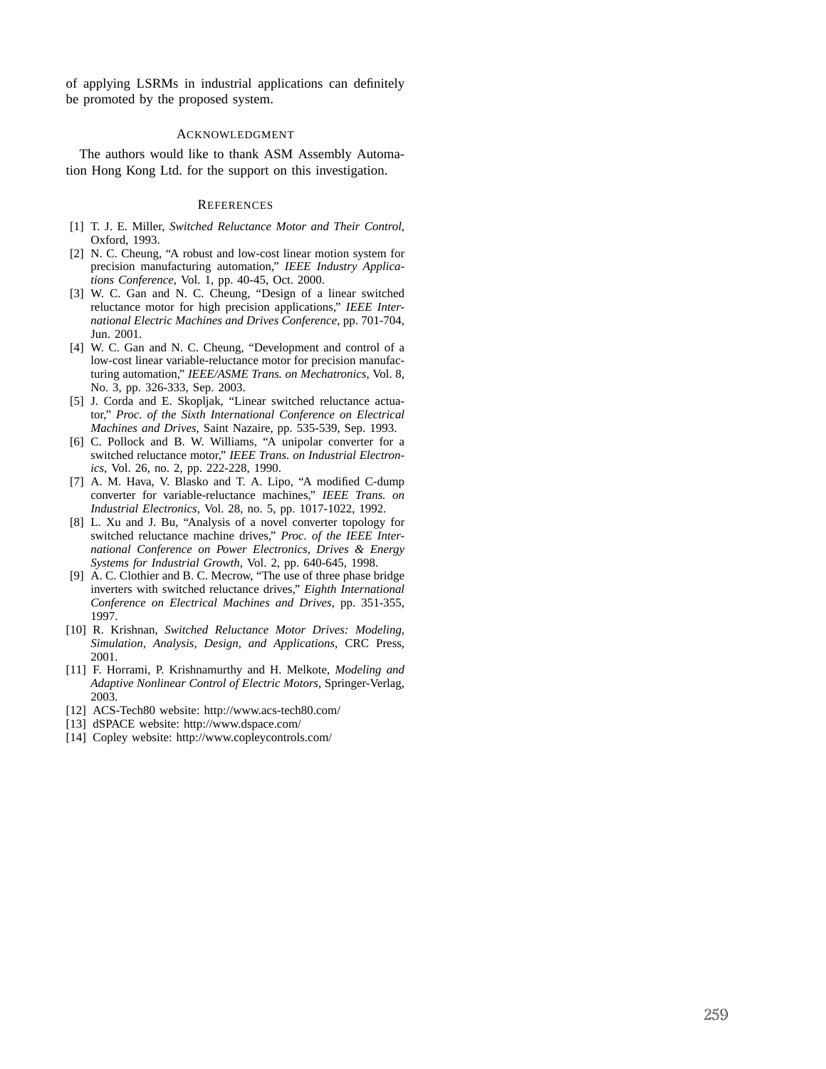of applying LSRMs in industrial applications can definitely be promoted by the proposed system.

## Acknowledgment

The authors would like to thank ASM Assembly Automation Hong Kong Ltd. for the support on this investigation.

## References

[1] T. J. E. Miller, *Switched Reluctance Motor and Their Control*, Oxford, 1993.

[2] N. C. Cheung, "A robust and low-cost linear motion system for precision manufacturing automation," *IEEE Industry Applications Conference*, Vol. 1, pp. 40-45, Oct. 2000.

[3] W. C. Gan and N. C. Cheung, "Design of a linear switched reluctance motor for high precision applications," *IEEE International Electric Machines and Drives Conference*, pp. 701-704, Jun. 2001.

[4] W. C. Gan and N. C. Cheung, "Development and control of a low-cost linear variable-reluctance motor for precision manufacturing automation," *IEEE/ASME Trans. on Mechatronics*, Vol. 8, No. 3, pp. 326-333, Sep. 2003.

[5] J. Corda and E. Skopljak, "Linear switched reluctance actuator," *Proc. of the Sixth International Conference on Electrical Machines and Drives*, Saint Nazaire, pp. 535-539, Sep. 1993.

[6] C. Pollock and B. W. Williams, "A unipolar converter for a switched reluctance motor," *IEEE Trans. on Industrial Electronics*, Vol. 26, no. 2, pp. 222-228, 1990.

[7] A. M. Hava, V. Blasko and T. A. Lipo, "A modified C-dump converter for variable-reluctance machines," *IEEE Trans. on Industrial Electronics*, Vol. 28, no. 5, pp. 1017-1022, 1992.

[8] L. Xu and J. Bu, "Analysis of a novel converter topology for switched reluctance machine drives," *Proc. of the IEEE International Conference on Power Electronics, Drives & Energy Systems for Industrial Growth*, Vol. 2, pp. 640-645, 1998.

[9] A. C. Clothier and B. C. Mecrow, "The use of three phase bridge inverters with switched reluctance drives," *Eighth International Conference on Electrical Machines and Drives*, pp. 351-355, 1997.

[10] R. Krishnan, *Switched Reluctance Motor Drives: Modeling, Simulation, Analysis, Design, and Applications*, CRC Press, 2001.

[11] F. Horrami, P. Krishnamurthy and H. Melkote, *Modeling and Adaptive Nonlinear Control of Electric Motors*, Springer-Verlag, 2003.

[12] ACS-Tech80 website: http://www.acs-tech80.com/

[13] dSPACE website: http://www.dspace.com/

[14] Copley website: http://www.copleycontrols.com/